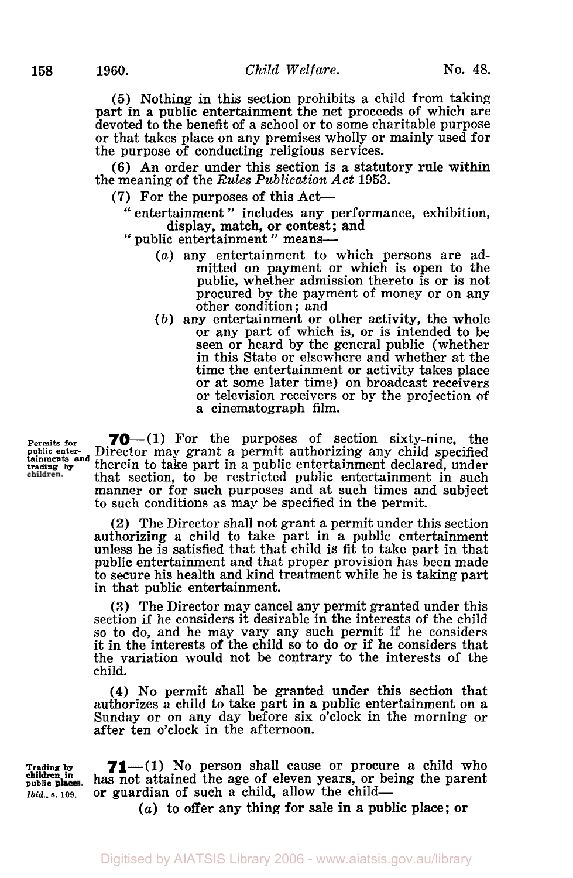(5) Nothing in this section prohibits a child from taking part in a public entertainment the net proceeds of which are devoted to the benefit of a school or to some charitable purpose or that takes place on any premises wholly or mainly used for the purpose of conducting religious services.

(6) An order under this section is a statutory rule within the meaning of the *Rules Publication Act* 1953.

(7) For the purposes of this Act—

"entertainment" includes any performance, exhibition, display, match, or contest; and

"public entertainment" means—

(*a*) any entertainment to which persons are admitted on payment or which is open to the public, whether admission thereto is or is not procured by the payment of money or on any other condition; and

(*b*) any entertainment or other activity, the whole or any part of which is, or is intended to be seen or heard by the general public (whether in this State or elsewhere and whether at the time the entertainment or activity takes place or at some later time) on broadcast receivers or television receivers or by the projection of a cinematograph film.

Permits for public entertainments and trading by children.

**70**—(1) For the purposes of section sixty-nine, the Director may grant a permit authorizing any child specified therein to take part in a public entertainment declared, under that section, to be restricted public entertainment in such manner or for such purposes and at such times and subject to such conditions as may be specified in the permit.

(2) The Director shall not grant a permit under this section authorizing a child to take part in a public entertainment unless he is satisfied that that child is fit to take part in that public entertainment and that proper provision has been made to secure his health and kind treatment while he is taking part in that public entertainment.

(3) The Director may cancel any permit granted under this section if he considers it desirable in the interests of the child so to do, and he may vary any such permit if he considers it in the interests of the child so to do or if he considers that the variation would not be contrary to the interests of the child.

(4) No permit shall be granted under this section that authorizes a child to take part in a public entertainment on a Sunday or on any day before six o'clock in the morning or after ten o'clock in the afternoon.

Trading by children in public places. *Ibid.*, s. 109.

**71**—(1) No person shall cause or procure a child who has not attained the age of eleven years, or being the parent or guardian of such a child, allow the child—

(*a*) to offer any thing for sale in a public place; or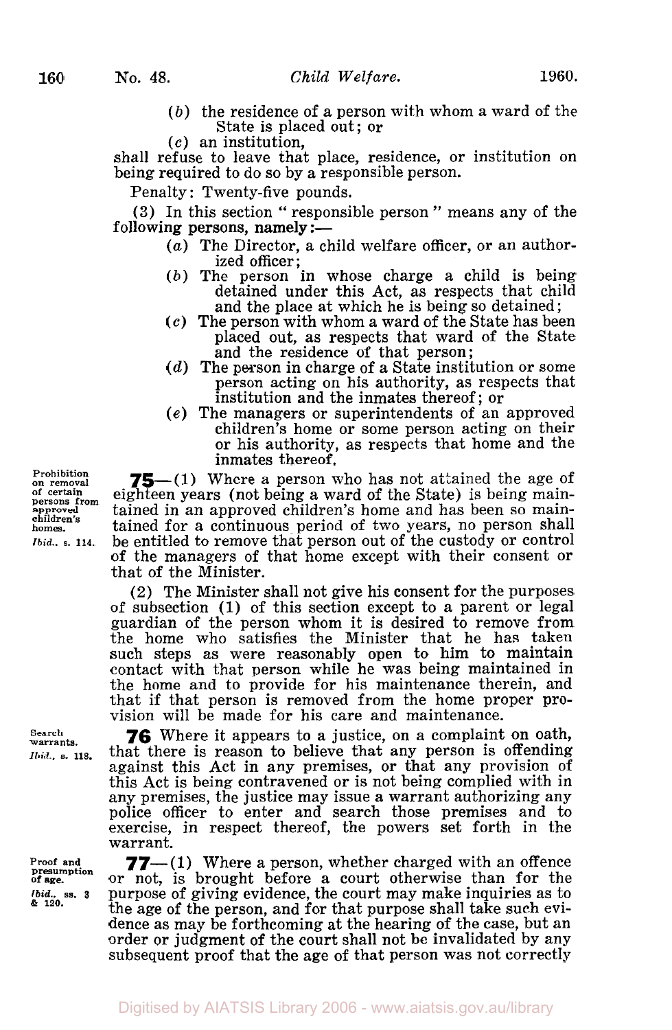(*b*) the residence of a person with whom a ward of the State is placed out; or

(*c*) an institution,

shall refuse to leave that place, residence, or institution on being required to do so by a responsible person.

Penalty: Twenty-five pounds.

(3) In this section " responsible person " means any of the following persons, namely:—

(*a*) The Director, a child welfare officer, or an authorized officer;

(*b*) The person in whose charge a child is being detained under this Act, as respects that child and the place at which he is being so detained;

(*c*) The person with whom a ward of the State has been placed out, as respects that ward of the State and the residence of that person;

(*d*) The person in charge of a State institution or some person acting on his authority, as respects that institution and the inmates thereof; or

(*e*) The managers or superintendents of an approved children's home or some person acting on their or his authority, as respects that home and the inmates thereof.

**Prohibition on removal of certain persons from approved children's homes.** *Ibid.*, s. 114.

**75**—(1) Where a person who has not attained the age of eighteen years (not being a ward of the State) is being maintained in an approved children's home and has been so maintained for a continuous period of two years, no person shall be entitled to remove that person out of the custody or control of the managers of that home except with their consent or that of the Minister.

(2) The Minister shall not give his consent for the purposes of subsection (1) of this section except to a parent or legal guardian of the person whom it is desired to remove from the home who satisfies the Minister that he has taken such steps as were reasonably open to him to maintain contact with that person while he was being maintained in the home and to provide for his maintenance therein, and that if that person is removed from the home proper provision will be made for his care and maintenance.

**Search warrants.** *Ibid.*, s. 118.

**76** Where it appears to a justice, on a complaint on oath, that there is reason to believe that any person is offending against this Act in any premises, or that any provision of this Act is being contravened or is not being complied with in any premises, the justice may issue a warrant authorizing any police officer to enter and search those premises and to exercise, in respect thereof, the powers set forth in the warrant.

**Proof and presumption of age.** *Ibid.*, ss. 3 & 120.

**77**—(1) Where a person, whether charged with an offence or not, is brought before a court otherwise than for the purpose of giving evidence, the court may make inquiries as to the age of the person, and for that purpose shall take such evidence as may be forthcoming at the hearing of the case, but an order or judgment of the court shall not be invalidated by any subsequent proof that the age of that person was not correctly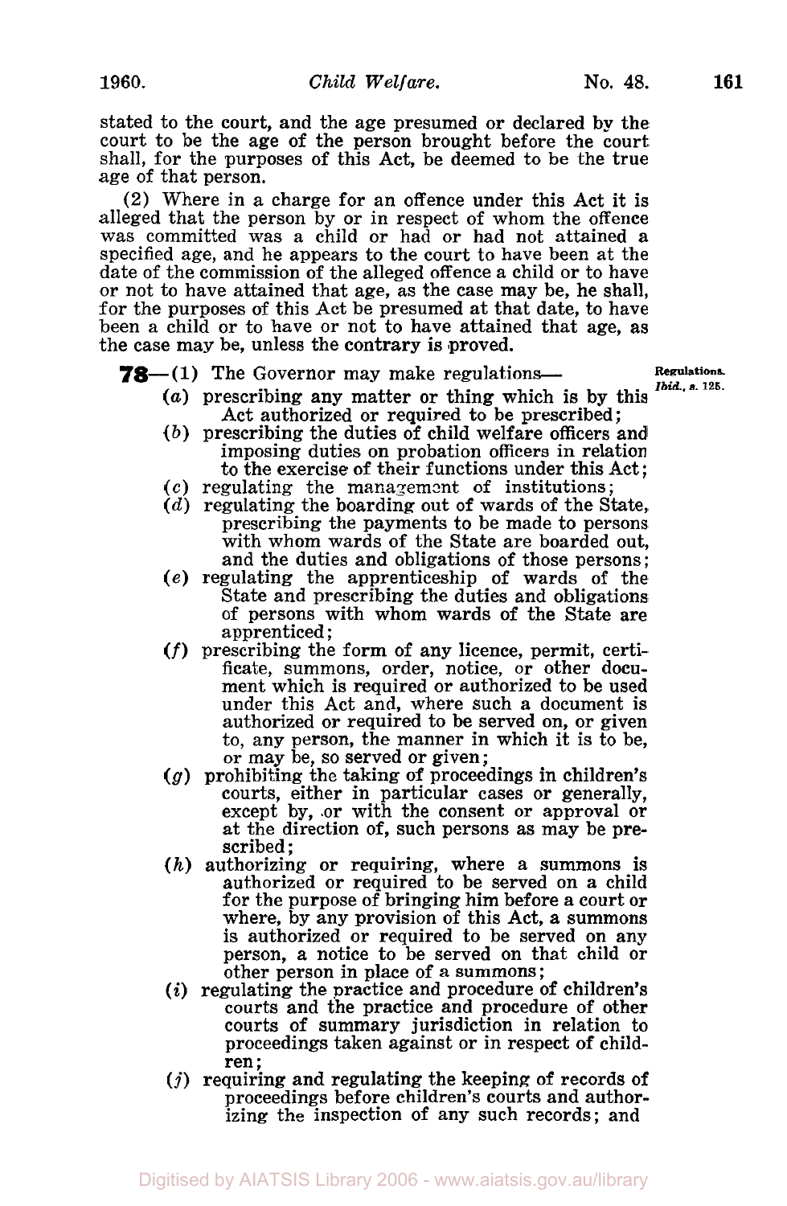stated to the court, and the age presumed or declared by the court to be the age of the person brought before the court shall, for the purposes of this Act, be deemed to be the true age of that person.

(2) Where in a charge for an offence under this Act it is alleged that the person by or in respect of whom the offence was committed was a child or had or had not attained a specified age, and he appears to the court to have been at the date of the commission of the alleged offence a child or to have or not to have attained that age, as the case may be, he shall, for the purposes of this Act be presumed at that date, to have been a child or to have or not to have attained that age, as the case may be, unless the contrary is proved.

Regulations. *Ibid.*, s. 125.

**78**—(1) The Governor may make regulations—

(*a*) prescribing any matter or thing which is by this Act authorized or required to be prescribed;

(*b*) prescribing the duties of child welfare officers and imposing duties on probation officers in relation to the exercise of their functions under this Act;

(*c*) regulating the management of institutions;

(*d*) regulating the boarding out of wards of the State, prescribing the payments to be made to persons with whom wards of the State are boarded out, and the duties and obligations of those persons;

(*e*) regulating the apprenticeship of wards of the State and prescribing the duties and obligations of persons with whom wards of the State are apprenticed;

(*f*) prescribing the form of any licence, permit, certificate, summons, order, notice, or other document which is required or authorized to be used under this Act and, where such a document is authorized or required to be served on, or given to, any person, the manner in which it is to be, or may be, so served or given;

(*g*) prohibiting the taking of proceedings in children's courts, either in particular cases or generally, except by, or with the consent or approval or at the direction of, such persons as may be prescribed;

(*h*) authorizing or requiring, where a summons is authorized or required to be served on a child for the purpose of bringing him before a court or where, by any provision of this Act, a summons is authorized or required to be served on any person, a notice to be served on that child or other person in place of a summons;

(*i*) regulating the practice and procedure of children's courts and the practice and procedure of other courts of summary jurisdiction in relation to proceedings taken against or in respect of children;

(*j*) requiring and regulating the keeping of records of proceedings before children's courts and authorizing the inspection of any such records; and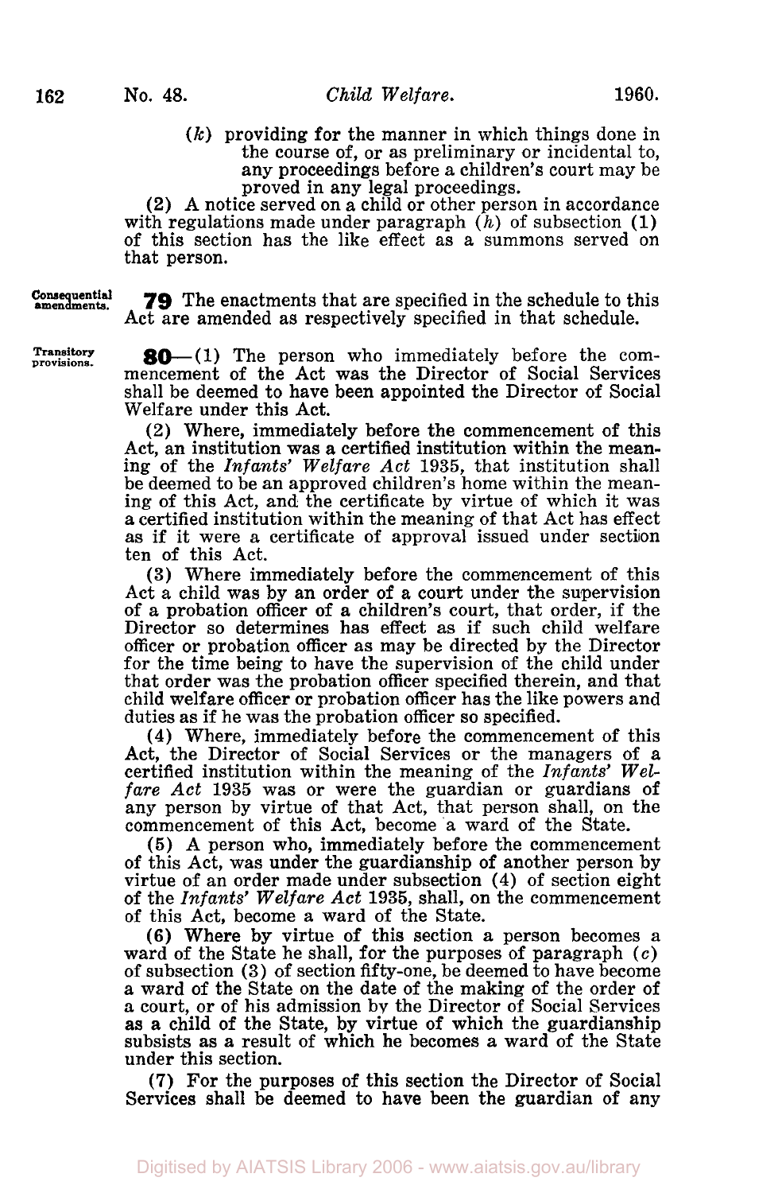(*k*) providing for the manner in which things done in the course of, or as preliminary or incidental to, any proceedings before a children's court may be proved in any legal proceedings.

(2) A notice served on a child or other person in accordance with regulations made under paragraph (*h*) of subsection (1) of this section has the like effect as a summons served on that person.

Consequential amendments.

**79** The enactments that are specified in the schedule to this Act are amended as respectively specified in that schedule.

Transitory provisions.

**80**—(1) The person who immediately before the commencement of the Act was the Director of Social Services shall be deemed to have been appointed the Director of Social Welfare under this Act.

(2) Where, immediately before the commencement of this Act, an institution was a certified institution within the meaning of the *Infants' Welfare Act* 1935, that institution shall be deemed to be an approved children's home within the meaning of this Act, and the certificate by virtue of which it was a certified institution within the meaning of that Act has effect as if it were a certificate of approval issued under section ten of this Act.

(3) Where immediately before the commencement of this Act a child was by an order of a court under the supervision of a probation officer of a children's court, that order, if the Director so determines has effect as if such child welfare officer or probation officer as may be directed by the Director for the time being to have the supervision of the child under that order was the probation officer specified therein, and that child welfare officer or probation officer has the like powers and duties as if he was the probation officer so specified.

(4) Where, immediately before the commencement of this Act, the Director of Social Services or the managers of a certified institution within the meaning of the *Infants' Welfare Act* 1935 was or were the guardian or guardians of any person by virtue of that Act, that person shall, on the commencement of this Act, become a ward of the State.

(5) A person who, immediately before the commencement of this Act, was under the guardianship of another person by virtue of an order made under subsection (4) of section eight of the *Infants' Welfare Act* 1935, shall, on the commencement of this Act, become a ward of the State.

(6) Where by virtue of this section a person becomes a ward of the State he shall, for the purposes of paragraph (*c*) of subsection (3) of section fifty-one, be deemed to have become a ward of the State on the date of the making of the order of a court, or of his admission by the Director of Social Services as a child of the State, by virtue of which the guardianship subsists as a result of which he becomes a ward of the State under this section.

(7) For the purposes of this section the Director of Social Services shall be deemed to have been the guardian of any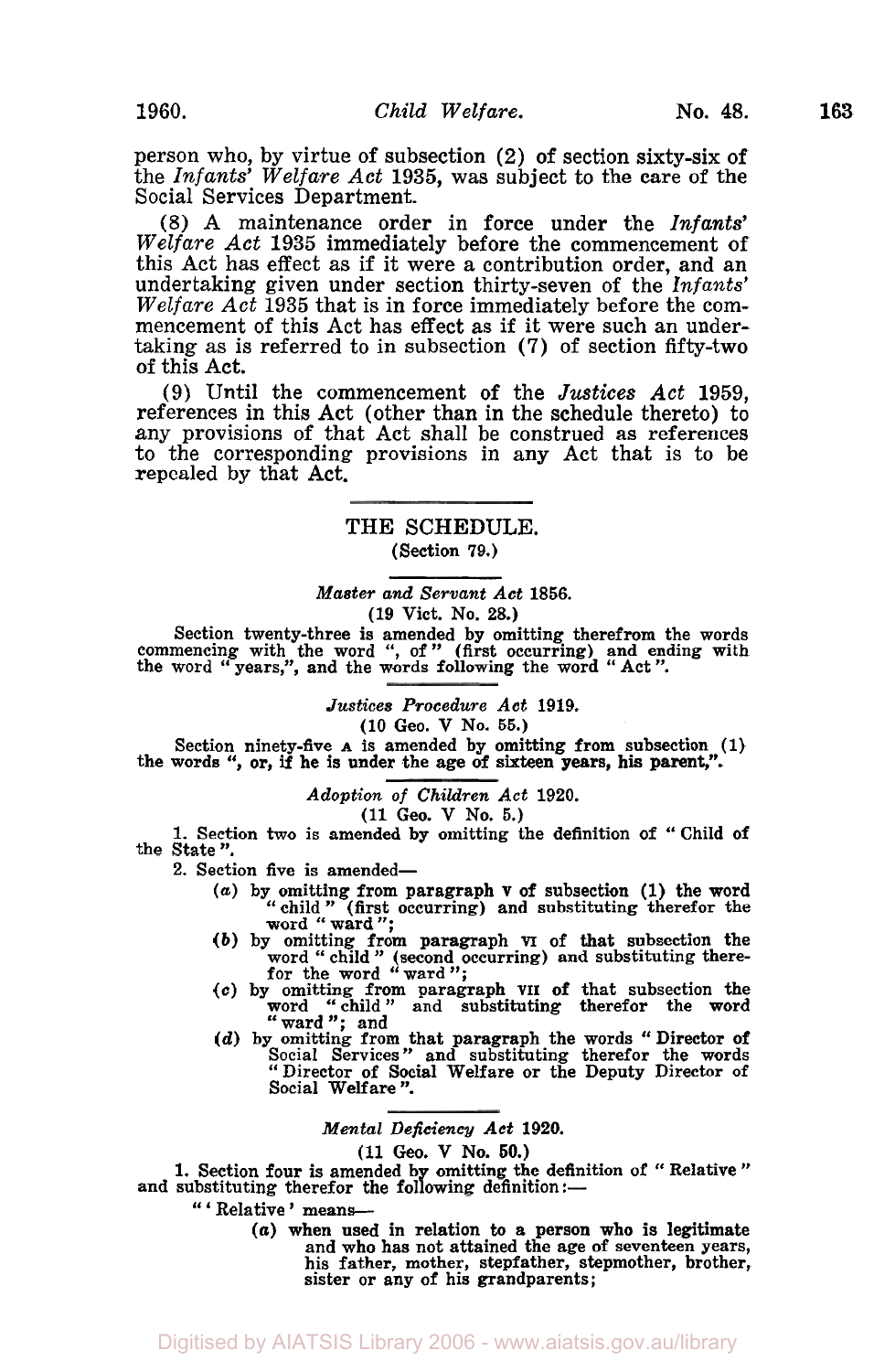person who, by virtue of subsection (2) of section sixty-six of the *Infants' Welfare Act* 1935, was subject to the care of the Social Services Department.

(8) A maintenance order in force under the *Infants' Welfare Act* 1935 immediately before the commencement of this Act has effect as if it were a contribution order, and an undertaking given under section thirty-seven of the *Infants' Welfare Act* 1935 that is in force immediately before the commencement of this Act has effect as if it were such an undertaking as is referred to in subsection (7) of section fifty-two of this Act.

(9) Until the commencement of the *Justices Act* 1959, references in this Act (other than in the schedule thereto) to any provisions of that Act shall be construed as references to the corresponding provisions in any Act that is to be repealed by that Act.

## THE SCHEDULE.

(Section 79.)

### *Master and Servant Act* 1856.

(19 Vict. No. 28.)

Section twenty-three is amended by omitting therefrom the words commencing with the word ", of" (first occurring) and ending with the word "years,", and the words following the word "Act".

### *Justices Procedure Act* 1919.

(10 Geo. V No. 55.)

Section ninety-five A is amended by omitting from subsection (1) the words ", or, if he is under the age of sixteen years, his parent,".

### *Adoption of Children Act* 1920.

(11 Geo. V No. 5.)

1. Section two is amended by omitting the definition of "Child of the State".

2. Section five is amended—

- (*a*) by omitting from paragraph V of subsection (1) the word "child" (first occurring) and substituting therefor the word "ward";
- (*b*) by omitting from paragraph VI of that subsection the word "child" (second occurring) and substituting therefor the word "ward";
- (*c*) by omitting from paragraph VII of that subsection the word "child" and substituting therefor the word "ward"; and
- (*d*) by omitting from that paragraph the words "Director of Social Services" and substituting therefor the words "Director of Social Welfare or the Deputy Director of Social Welfare".

### *Mental Deficiency Act* 1920.

(11 Geo. V No. 50.)

1. Section four is amended by omitting the definition of "Relative" and substituting therefor the following definition:—

"'Relative' means—

- (*a*) when used in relation to a person who is legitimate and who has not attained the age of seventeen years, his father, mother, stepfather, stepmother, brother, sister or any of his grandparents;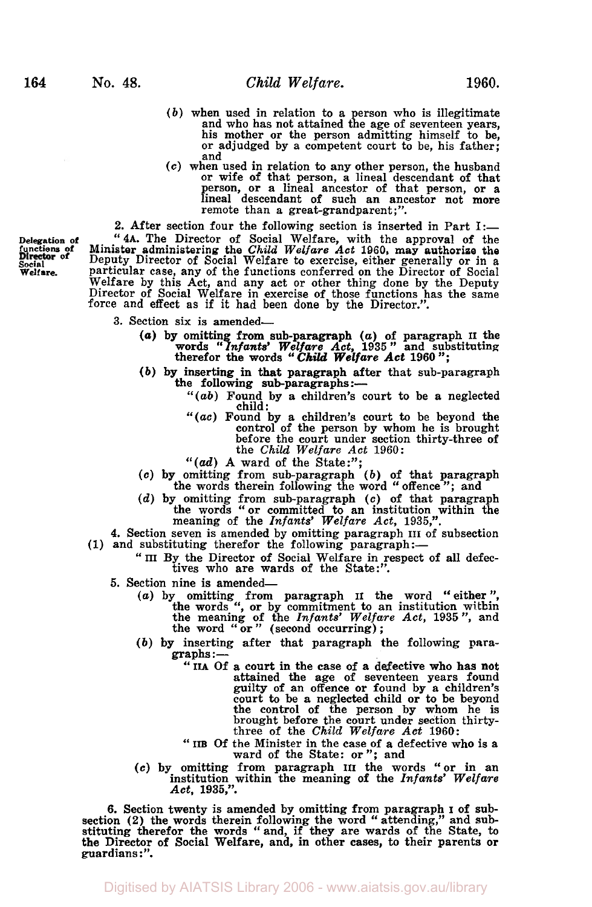(*b*) when used in relation to a person who is illegitimate and who has not attained the age of seventeen years, his mother or the person admitting himself to be, or adjudged by a competent court to be, his father; and

(*c*) when used in relation to any other person, the husband or wife of that person, a lineal descendant of that person, or a lineal ancestor of that person, or a lineal descendant of such an ancestor not more remote than a great-grandparent;".

2. After section four the following section is inserted in Part I:—

Delegation of functions of Director of Social Welfare.

"4A. The Director of Social Welfare, with the approval of the Minister administering the *Child Welfare Act* 1960, may authorize the Deputy Director of Social Welfare to exercise, either generally or in a particular case, any of the functions conferred on the Director of Social Welfare by this Act, and any act or other thing done by the Deputy Director of Social Welfare in exercise of those functions has the same force and effect as if it had been done by the Director.".

3. Section six is amended—

(*a*) by omitting from sub-paragraph (*a*) of paragraph II the words "*Infants' Welfare Act*, 1935" and substituting therefor the words "*Child Welfare Act* 1960";

(*b*) by inserting in that paragraph after that sub-paragraph the following sub-paragraphs:—

"(*ab*) Found by a children's court to be a neglected child:

"(*ac*) Found by a children's court to be beyond the control of the person by whom he is brought before the court under section thirty-three of the *Child Welfare Act* 1960:

"(*ad*) A ward of the State:";

(*c*) by omitting from sub-paragraph (*b*) of that paragraph the words therein following the word "offence"; and

(*d*) by omitting from sub-paragraph (*c*) of that paragraph the words "or committed to an institution within the meaning of the *Infants' Welfare Act*, 1935,".

4. Section seven is amended by omitting paragraph III of subsection (1) and substituting therefor the following paragraph:—

"III By the Director of Social Welfare in respect of all defectives who are wards of the State:".

5. Section nine is amended—

(*a*) by omitting from paragraph II the word "either", the words ", or by commitment to an institution within the meaning of the *Infants' Welfare Act*, 1935", and the word "or" (second occurring);

(*b*) by inserting after that paragraph the following paragraphs:—

"IIA Of a court in the case of a defective who has not attained the age of seventeen years found guilty of an offence or found by a children's court to be a neglected child or to be beyond the control of the person by whom he is brought before the court under section thirty-three of the *Child Welfare Act* 1960:

"IIB Of the Minister in the case of a defective who is a ward of the State: or"; and

(*c*) by omitting from paragraph III the words "or in an institution within the meaning of the *Infants' Welfare Act*, 1935,".

6. Section twenty is amended by omitting from paragraph I of subsection (2) the words therein following the word "attending," and substituting therefor the words "and, if they are wards of the State, to the Director of Social Welfare, and, in other cases, to their parents or guardians:".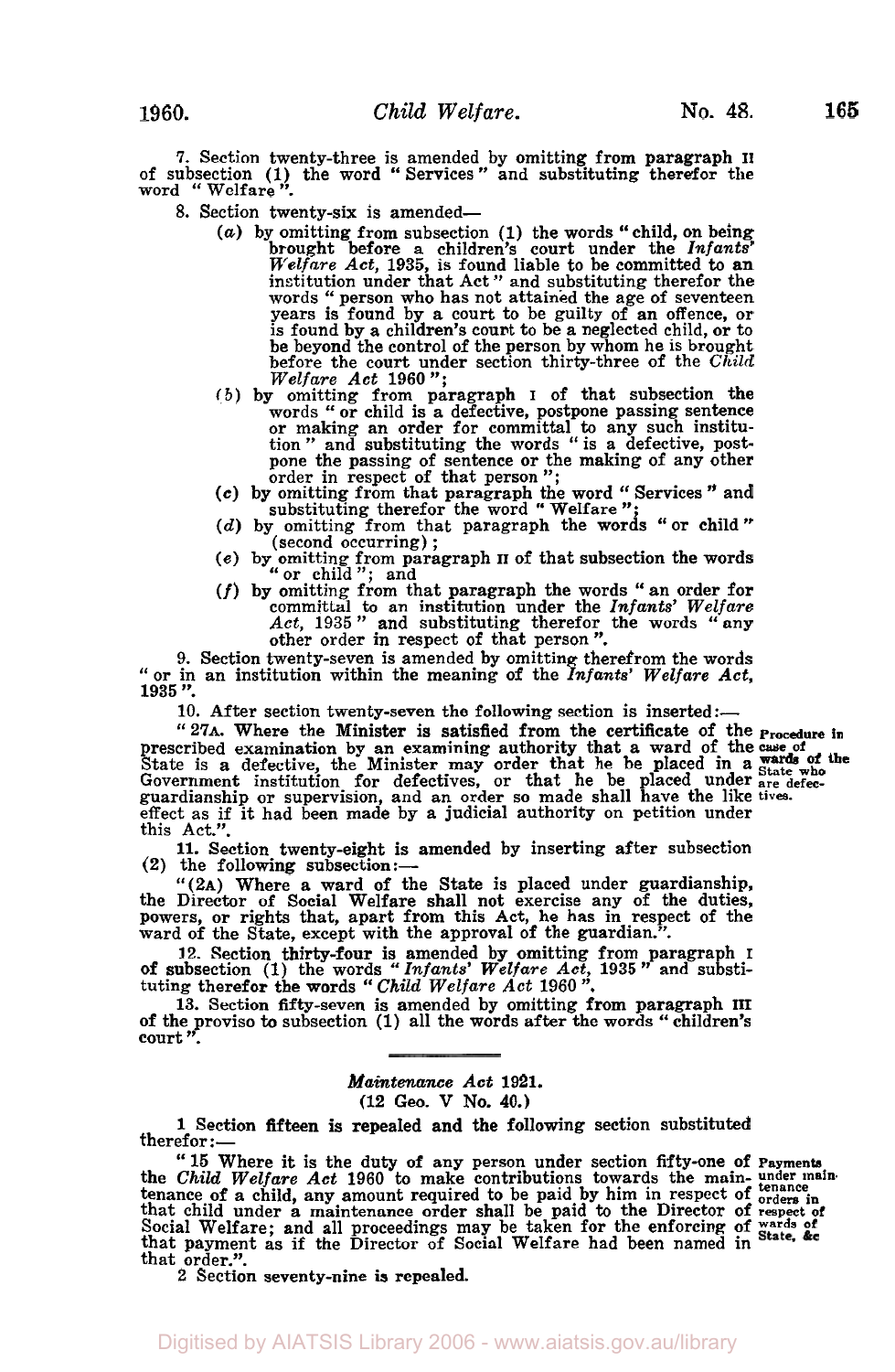7. Section twenty-three is amended by omitting from paragraph II of subsection (1) the word "Services" and substituting therefor the word "Welfare".

8. Section twenty-six is amended—

(*a*) by omitting from subsection (1) the words "child, on being brought before a children's court under the *Infants' Welfare Act*, 1935, is found liable to be committed to an institution under that Act" and substituting therefor the words "person who has not attained the age of seventeen years is found by a court to be guilty of an offence, or is found by a children's court to be a neglected child, or to be beyond the control of the person by whom he is brought before the court under section thirty-three of the *Child Welfare Act* 1960";

(*b*) by omitting from paragraph I of that subsection the words "or child is a defective, postpone passing sentence or making an order for committal to any such institution" and substituting the words "is a defective, postpone the passing of sentence or the making of any other order in respect of that person";

(*c*) by omitting from that paragraph the word "Services" and substituting therefor the word "Welfare";

(*d*) by omitting from that paragraph the words "or child" (second occurring);

(*e*) by omitting from paragraph II of that subsection the words "or child"; and

(*f*) by omitting from that paragraph the words "an order for committal to an institution under the *Infants' Welfare Act*, 1935" and substituting therefor the words "any other order in respect of that person".

9. Section twenty-seven is amended by omitting therefrom the words "or in an institution within the meaning of the *Infants' Welfare Act*, 1935".

10. After section twenty-seven the following section is inserted:—

"27A. Where the Minister is satisfied from the certificate of the prescribed examination by an examining authority that a ward of the State is a defective, the Minister may order that he be placed in a Government institution for defectives, or that he be placed under guardianship or supervision, and an order so made shall have the like effect as if it had been made by a judicial authority on petition under this Act.".

*Procedure in case of wards of the State who are defectives.*

11. Section twenty-eight is amended by inserting after subsection (2) the following subsection:—

"(2A) Where a ward of the State is placed under guardianship, the Director of Social Welfare shall not exercise any of the duties, powers, or rights that, apart from this Act, he has in respect of the ward of the State, except with the approval of the guardian.".

12. Section thirty-four is amended by omitting from paragraph I of subsection (1) the words "*Infants' Welfare Act*, 1935" and substituting therefor the words "*Child Welfare Act* 1960".

13. Section fifty-seven is amended by omitting from paragraph III of the proviso to subsection (1) all the words after the words "children's court".

---

## *Maintenance Act* 1921.

(12 Geo. V No. 40.)

1 Section fifteen is repealed and the following section substituted therefor:—

"15 Where it is the duty of any person under section fifty-one of the *Child Welfare Act* 1960 to make contributions towards the maintenance of a child, any amount required to be paid by him in respect of that child under a maintenance order shall be paid to the Director of Social Welfare; and all proceedings may be taken for the enforcing of that payment as if the Director of Social Welfare had been named in that order.".

*Payments under maintenance orders in respect of wards of State, &c*

2 Section seventy-nine is repealed.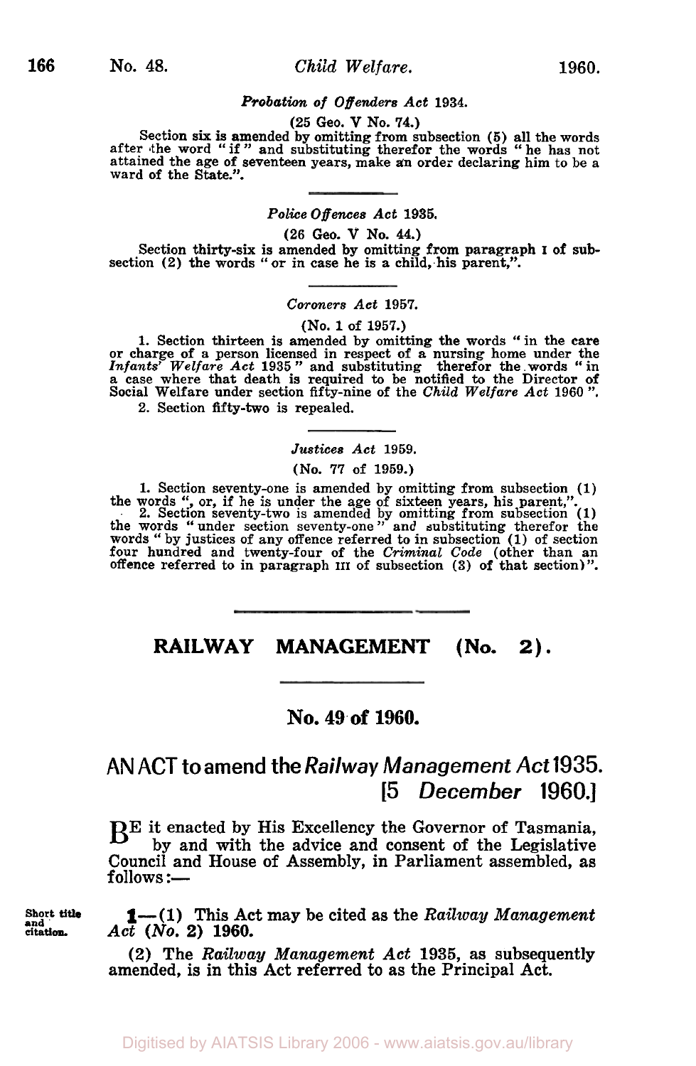*Probation of Offenders Act* 1934.

(25 Geo. V No. 74.)

Section six is amended by omitting from subsection (5) all the words after the word "if" and substituting therefor the words "he has not attained the age of seventeen years, make an order declaring him to be a ward of the State.".

---

*Police Offences Act* 1935.

(26 Geo. V No. 44.)

Section thirty-six is amended by omitting from paragraph I of subsection (2) the words "or in case he is a child, his parent,".

---

*Coroners Act* 1957.

(No. 1 of 1957.)

1. Section thirteen is amended by omitting the words "in the care or charge of a person licensed in respect of a nursing home under the *Infants' Welfare Act* 1935" and substituting therefor the words "in a case where that death is required to be notified to the Director of Social Welfare under section fifty-nine of the *Child Welfare Act* 1960".

2. Section fifty-two is repealed.

---

*Justices Act* 1959.

(No. 77 of 1959.)

1. Section seventy-one is amended by omitting from subsection (1) the words ", or, if he is under the age of sixteen years, his parent,".

2. Section seventy-two is amended by omitting from subsection (1) the words "under section seventy-one" and substituting therefor the words "by justices of any offence referred to in subsection (1) of section four hundred and twenty-four of the *Criminal Code* (other than an offence referred to in paragraph III of subsection (3) of that section)".

---

## RAILWAY MANAGEMENT (No. 2).

---

## No. 49 of 1960.

### AN ACT to amend the *Railway Management Act* 1935. [5 *December* 1960.]

BE it enacted by His Excellency the Governor of Tasmania, by and with the advice and consent of the Legislative Council and House of Assembly, in Parliament assembled, as follows:—

Short title and citation.

**1**—(1) This Act may be cited as the *Railway Management Act (No. 2)* 1960.

(2) The *Railway Management Act* 1935, as subsequently amended, is in this Act referred to as the Principal Act.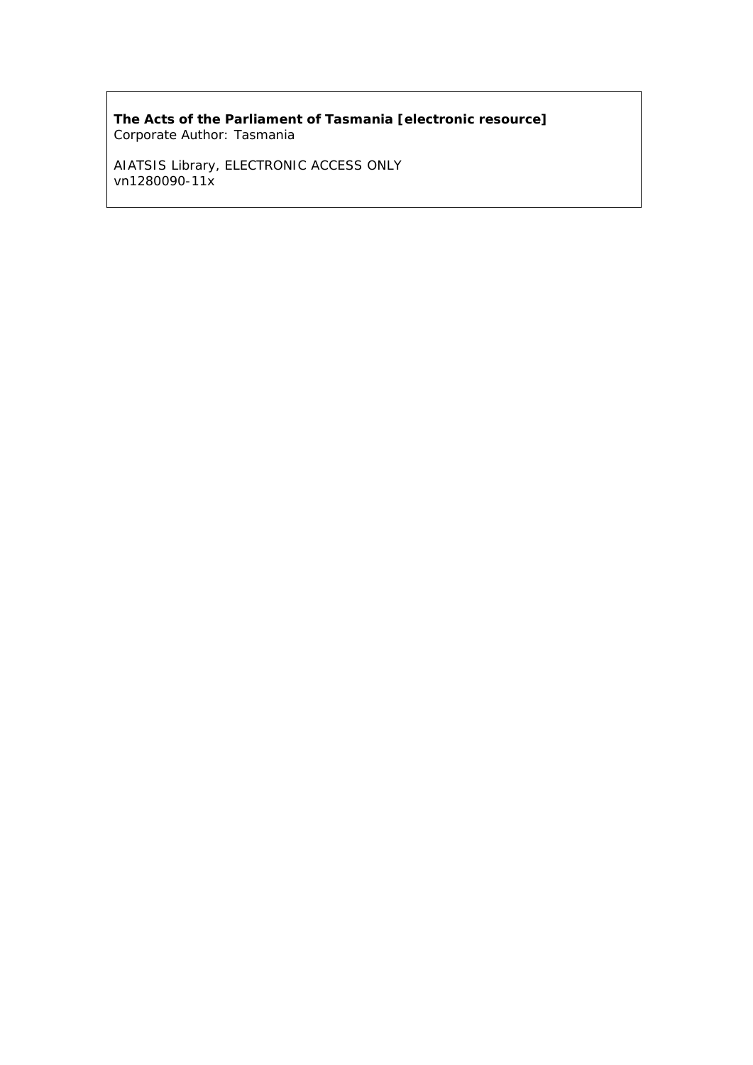**The Acts of the Parliament of Tasmania [electronic resource]**
Corporate Author: Tasmania

AIATSIS Library, ELECTRONIC ACCESS ONLY
vn1280090-11x